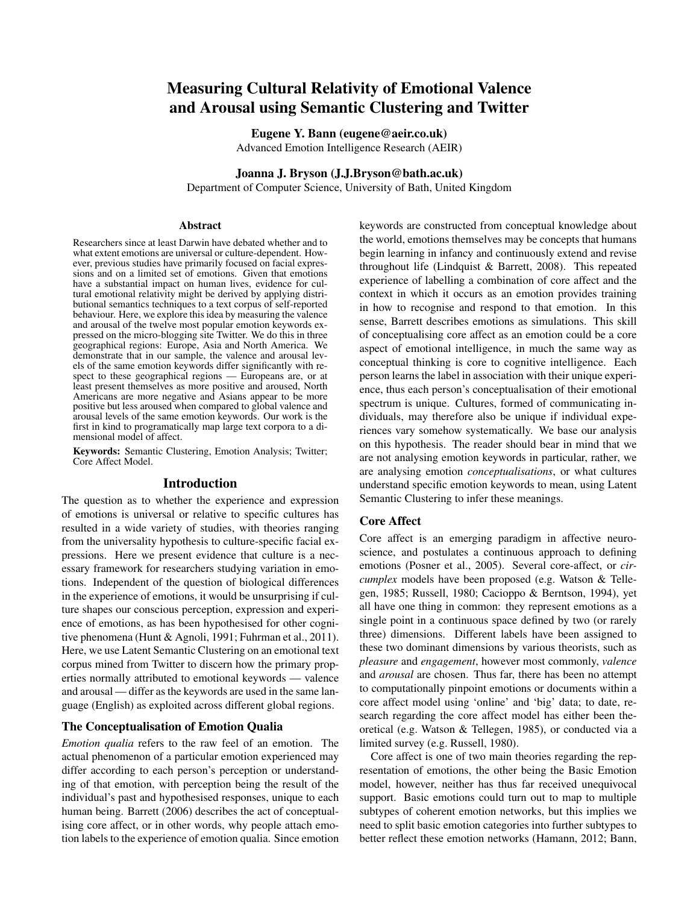# Measuring Cultural Relativity of Emotional Valence and Arousal using Semantic Clustering and Twitter

**Eugene Y. Bann (eugene@aeir.co.uk)**
Advanced Emotion Intelligence Research (AEIR)

**Joanna J. Bryson (J.J.Bryson@bath.ac.uk)**
Department of Computer Science, University of Bath, United Kingdom

## Abstract

Researchers since at least Darwin have debated whether and to what extent emotions are universal or culture-dependent. However, previous studies have primarily focused on facial expressions and on a limited set of emotions. Given that emotions have a substantial impact on human lives, evidence for cultural emotional relativity might be derived by applying distributional semantics techniques to a text corpus of self-reported behaviour. Here, we explore this idea by measuring the valence and arousal of the twelve most popular emotion keywords expressed on the micro-blogging site Twitter. We do this in three geographical regions: Europe, Asia and North America. We demonstrate that in our sample, the valence and arousal levels of the same emotion keywords differ significantly with respect to these geographical regions — Europeans are, or at least present themselves as more positive and aroused, North Americans are more negative and Asians appear to be more positive but less aroused when compared to global valence and arousal levels of the same emotion keywords. Our work is the first in kind to programatically map large text corpora to a dimensional model of affect.

**Keywords:** Semantic Clustering, Emotion Analysis; Twitter; Core Affect Model.

## Introduction

The question as to whether the experience and expression of emotions is universal or relative to specific cultures has resulted in a wide variety of studies, with theories ranging from the universality hypothesis to culture-specific facial expressions. Here we present evidence that culture is a necessary framework for researchers studying variation in emotions. Independent of the question of biological differences in the experience of emotions, it would be unsurprising if culture shapes our conscious perception, expression and experience of emotions, as has been hypothesised for other cognitive phenomena (Hunt & Agnoli, 1991; Fuhrman et al., 2011). Here, we use Latent Semantic Clustering on an emotional text corpus mined from Twitter to discern how the primary properties normally attributed to emotional keywords — valence and arousal — differ as the keywords are used in the same language (English) as exploited across different global regions.

### The Conceptualisation of Emotion Qualia

*Emotion qualia* refers to the raw feel of an emotion. The actual phenomenon of a particular emotion experienced may differ according to each person's perception or understanding of that emotion, with perception being the result of the individual's past and hypothesised responses, unique to each human being. Barrett (2006) describes the act of conceptualising core affect, or in other words, why people attach emotion labels to the experience of emotion qualia. Since emotion keywords are constructed from conceptual knowledge about the world, emotions themselves may be concepts that humans begin learning in infancy and continuously extend and revise throughout life (Lindquist & Barrett, 2008). This repeated experience of labelling a combination of core affect and the context in which it occurs as an emotion provides training in how to recognise and respond to that emotion. In this sense, Barrett describes emotions as simulations. This skill of conceptualising core affect as an emotion could be a core aspect of emotional intelligence, in much the same way as conceptual thinking is core to cognitive intelligence. Each person learns the label in association with their unique experience, thus each person's conceptualisation of their emotional spectrum is unique. Cultures, formed of communicating individuals, may therefore also be unique if individual experiences vary somehow systematically. We base our analysis on this hypothesis. The reader should bear in mind that we are not analysing emotion keywords in particular, rather, we are analysing emotion *conceptualisations*, or what cultures understand specific emotion keywords to mean, using Latent Semantic Clustering to infer these meanings.

### Core Affect

Core affect is an emerging paradigm in affective neuroscience, and postulates a continuous approach to defining emotions (Posner et al., 2005). Several core-affect, or *circumplex* models have been proposed (e.g. Watson & Tellegen, 1985; Russell, 1980; Cacioppo & Berntson, 1994), yet all have one thing in common: they represent emotions as a single point in a continuous space defined by two (or rarely three) dimensions. Different labels have been assigned to these two dominant dimensions by various theorists, such as *pleasure* and *engagement*, however most commonly, *valence* and *arousal* are chosen. Thus far, there has been no attempt to computationally pinpoint emotions or documents within a core affect model using 'online' and 'big' data; to date, research regarding the core affect model has either been theoretical (e.g. Watson & Tellegen, 1985), or conducted via a limited survey (e.g. Russell, 1980).

Core affect is one of two main theories regarding the representation of emotions, the other being the Basic Emotion model, however, neither has thus far received unequivocal support. Basic emotions could turn out to map to multiple subtypes of coherent emotion networks, but this implies we need to split basic emotion categories into further subtypes to better reflect these emotion networks (Hamann, 2012; Bann,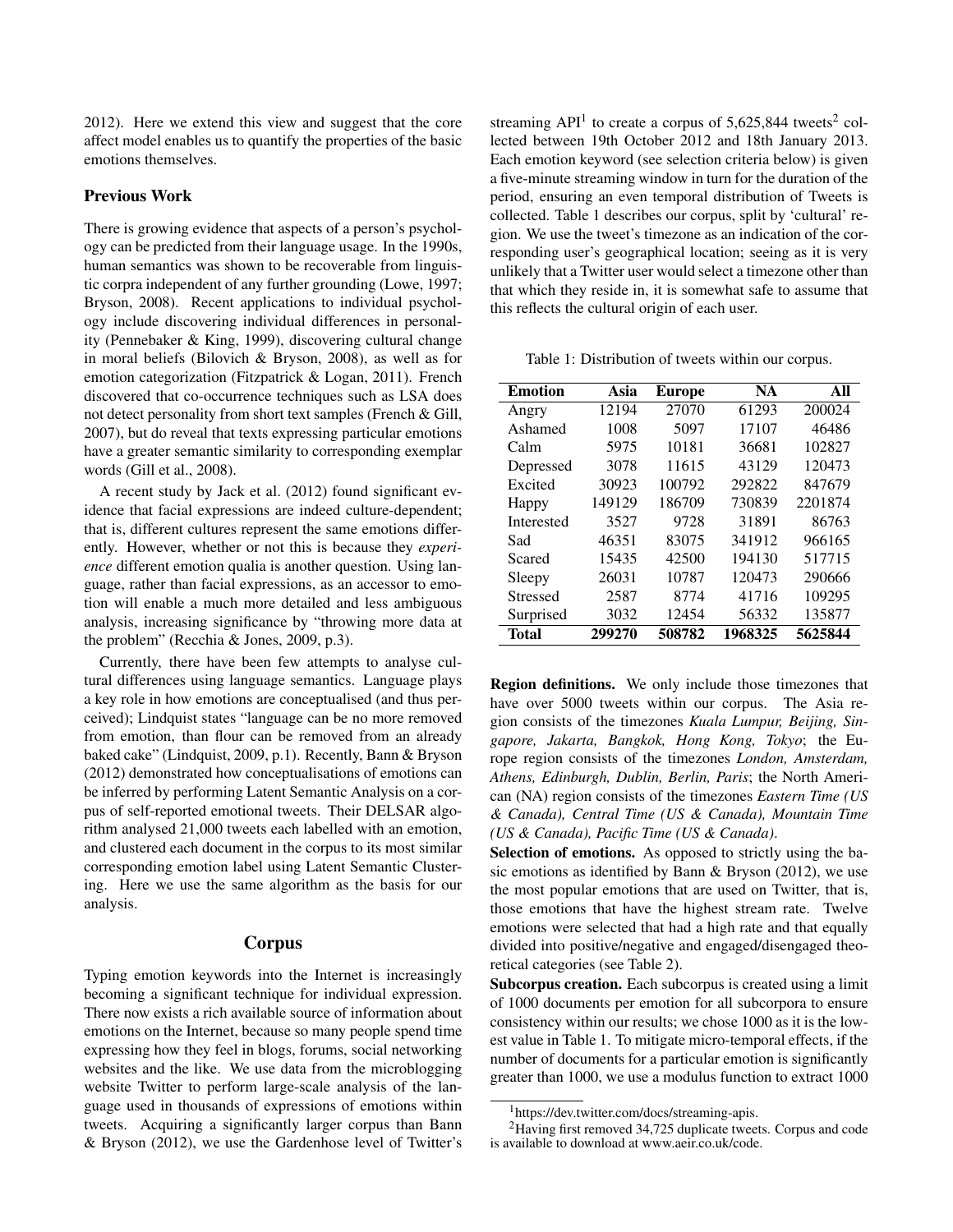2012). Here we extend this view and suggest that the core affect model enables us to quantify the properties of the basic emotions themselves.

## Previous Work

There is growing evidence that aspects of a person's psychology can be predicted from their language usage. In the 1990s, human semantics was shown to be recoverable from linguistic corpra independent of any further grounding (Lowe, 1997; Bryson, 2008). Recent applications to individual psychology include discovering individual differences in personality (Pennebaker & King, 1999), discovering cultural change in moral beliefs (Bilovich & Bryson, 2008), as well as for emotion categorization (Fitzpatrick & Logan, 2011). French discovered that co-occurrence techniques such as LSA does not detect personality from short text samples (French & Gill, 2007), but do reveal that texts expressing particular emotions have a greater semantic similarity to corresponding exemplar words (Gill et al., 2008).

A recent study by Jack et al. (2012) found significant evidence that facial expressions are indeed culture-dependent; that is, different cultures represent the same emotions differently. However, whether or not this is because they *experience* different emotion qualia is another question. Using language, rather than facial expressions, as an accessor to emotion will enable a much more detailed and less ambiguous analysis, increasing significance by "throwing more data at the problem" (Recchia & Jones, 2009, p.3).

Currently, there have been few attempts to analyse cultural differences using language semantics. Language plays a key role in how emotions are conceptualised (and thus perceived); Lindquist states "language can be no more removed from emotion, than flour can be removed from an already baked cake" (Lindquist, 2009, p.1). Recently, Bann & Bryson (2012) demonstrated how conceptualisations of emotions can be inferred by performing Latent Semantic Analysis on a corpus of self-reported emotional tweets. Their DELSAR algorithm analysed 21,000 tweets each labelled with an emotion, and clustered each document in the corpus to its most similar corresponding emotion label using Latent Semantic Clustering. Here we use the same algorithm as the basis for our analysis.

## Corpus

Typing emotion keywords into the Internet is increasingly becoming a significant technique for individual expression. There now exists a rich available source of information about emotions on the Internet, because so many people spend time expressing how they feel in blogs, forums, social networking websites and the like. We use data from the microblogging website Twitter to perform large-scale analysis of the language used in thousands of expressions of emotions within tweets. Acquiring a significantly larger corpus than Bann & Bryson (2012), we use the Gardenhose level of Twitter's streaming API[1] to create a corpus of 5,625,844 tweets[2] collected between 19th October 2012 and 18th January 2013. Each emotion keyword (see selection criteria below) is given a five-minute streaming window in turn for the duration of the period, ensuring an even temporal distribution of Tweets is collected. Table 1 describes our corpus, split by 'cultural' region. We use the tweet's timezone as an indication of the corresponding user's geographical location; seeing as it is very unlikely that a Twitter user would select a timezone other than that which they reside in, it is somewhat safe to assume that this reflects the cultural origin of each user.

Table 1: Distribution of tweets within our corpus.

| Emotion | Asia | Europe | NA | All |
|---|---|---|---|---|
| Angry | 12194 | 27070 | 61293 | 200024 |
| Ashamed | 1008 | 5097 | 17107 | 46486 |
| Calm | 5975 | 10181 | 36681 | 102827 |
| Depressed | 3078 | 11615 | 43129 | 120473 |
| Excited | 30923 | 100792 | 292822 | 847679 |
| Happy | 149129 | 186709 | 730839 | 2201874 |
| Interested | 3527 | 9728 | 31891 | 86763 |
| Sad | 46351 | 83075 | 341912 | 966165 |
| Scared | 15435 | 42500 | 194130 | 517715 |
| Sleepy | 26031 | 10787 | 120473 | 290666 |
| Stressed | 2587 | 8774 | 41716 | 109295 |
| Surprised | 3032 | 12454 | 56332 | 135877 |
| **Total** | **299270** | **508782** | **1968325** | **5625844** |

**Region definitions.** We only include those timezones that have over 5000 tweets within our corpus. The Asia region consists of the timezones *Kuala Lumpur, Beijing, Singapore, Jakarta, Bangkok, Hong Kong, Tokyo*; the Europe region consists of the timezones *London, Amsterdam, Athens, Edinburgh, Dublin, Berlin, Paris*; the North American (NA) region consists of the timezones *Eastern Time (US & Canada), Central Time (US & Canada), Mountain Time (US & Canada), Pacific Time (US & Canada)*.

**Selection of emotions.** As opposed to strictly using the basic emotions as identified by Bann & Bryson (2012), we use the most popular emotions that are used on Twitter, that is, those emotions that have the highest stream rate. Twelve emotions were selected that had a high rate and that equally divided into positive/negative and engaged/disengaged theoretical categories (see Table 2).

**Subcorpus creation.** Each subcorpus is created using a limit of 1000 documents per emotion for all subcorpora to ensure consistency within our results; we chose 1000 as it is the lowest value in Table 1. To mitigate micro-temporal effects, if the number of documents for a particular emotion is significantly greater than 1000, we use a modulus function to extract 1000

[1] https://dev.twitter.com/docs/streaming-apis.

[2] Having first removed 34,725 duplicate tweets. Corpus and code is available to download at www.aeir.co.uk/code.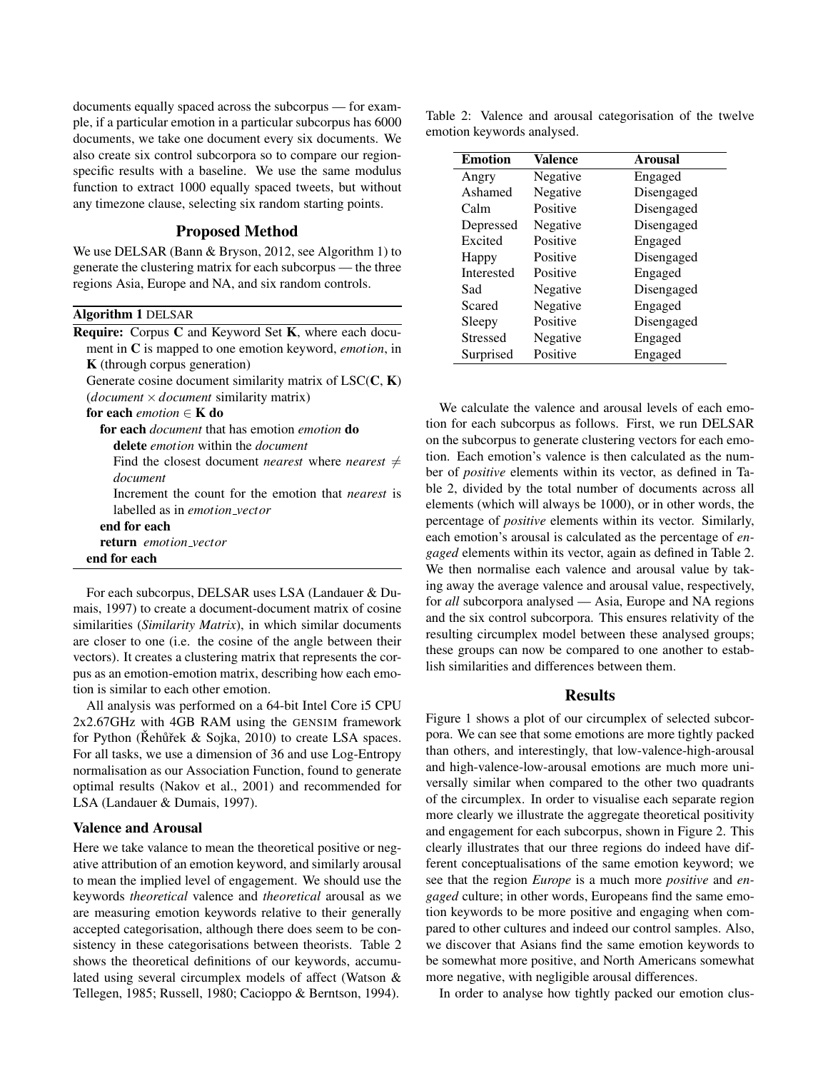documents equally spaced across the subcorpus — for example, if a particular emotion in a particular subcorpus has 6000 documents, we take one document every six documents. We also create six control subcorpora so to compare our region-specific results with a baseline. We use the same modulus function to extract 1000 equally spaced tweets, but without any timezone clause, selecting six random starting points.

## Proposed Method

We use DELSAR (Bann & Bryson, 2012, see Algorithm 1) to generate the clustering matrix for each subcorpus — the three regions Asia, Europe and NA, and six random controls.

**Algorithm 1** DELSAR

```
Require: Corpus C and Keyword Set K, where each document in C is mapped to one emotion keyword, emotion, in
  K (through corpus generation)
  Generate cosine document similarity matrix of LSC(C, K)
  (document × document similarity matrix)
for each emotion ∈ K do
  for each document that has emotion emotion do
    delete emotion within the document
    Find the closest document nearest where nearest ≠ document
    Increment the count for the emotion that nearest is labelled as in emotion_vector
  end for each
  return emotion_vector
end for each
```

For each subcorpus, DELSAR uses LSA (Landauer & Dumais, 1997) to create a document-document matrix of cosine similarities (*Similarity Matrix*), in which similar documents are closer to one (i.e. the cosine of the angle between their vectors). It creates a clustering matrix that represents the corpus as an emotion-emotion matrix, describing how each emotion is similar to each other emotion.

All analysis was performed on a 64-bit Intel Core i5 CPU 2x2.67GHz with 4GB RAM using the GENSIM framework for Python (Řehůřek & Sojka, 2010) to create LSA spaces. For all tasks, we use a dimension of 36 and use Log-Entropy normalisation as our Association Function, found to generate optimal results (Nakov et al., 2001) and recommended for LSA (Landauer & Dumais, 1997).

### Valence and Arousal

Here we take valance to mean the theoretical positive or negative attribution of an emotion keyword, and similarly arousal to mean the implied level of engagement. We should use the keywords *theoretical* valence and *theoretical* arousal as we are measuring emotion keywords relative to their generally accepted categorisation, although there does seem to be consistency in these categorisations between theorists. Table 2 shows the theoretical definitions of our keywords, accumulated using several circumplex models of affect (Watson & Tellegen, 1985; Russell, 1980; Cacioppo & Berntson, 1994).

Table 2: Valence and arousal categorisation of the twelve emotion keywords analysed.

| Emotion | Valence | Arousal |
|---|---|---|
| Angry | Negative | Engaged |
| Ashamed | Negative | Disengaged |
| Calm | Positive | Disengaged |
| Depressed | Negative | Disengaged |
| Excited | Positive | Engaged |
| Happy | Positive | Disengaged |
| Interested | Positive | Engaged |
| Sad | Negative | Disengaged |
| Scared | Negative | Engaged |
| Sleepy | Positive | Disengaged |
| Stressed | Negative | Engaged |
| Surprised | Positive | Engaged |

We calculate the valence and arousal levels of each emotion for each subcorpus as follows. First, we run DELSAR on the subcorpus to generate clustering vectors for each emotion. Each emotion's valence is then calculated as the number of *positive* elements within its vector, as defined in Table 2, divided by the total number of documents across all elements (which will always be 1000), or in other words, the percentage of *positive* elements within its vector. Similarly, each emotion's arousal is calculated as the percentage of *engaged* elements within its vector, again as defined in Table 2. We then normalise each valence and arousal value by taking away the average valence and arousal value, respectively, for *all* subcorpora analysed — Asia, Europe and NA regions and the six control subcorpora. This ensures relativity of the resulting circumplex model between these analysed groups; these groups can now be compared to one another to establish similarities and differences between them.

## Results

Figure 1 shows a plot of our circumplex of selected subcorpora. We can see that some emotions are more tightly packed than others, and interestingly, that low-valence-high-arousal and high-valence-low-arousal emotions are much more universally similar when compared to the other two quadrants of the circumplex. In order to visualise each separate region more clearly we illustrate the aggregate theoretical positivity and engagement for each subcorpus, shown in Figure 2. This clearly illustrates that our three regions do indeed have different conceptualisations of the same emotion keyword; we see that the region *Europe* is a much more *positive* and *engaged* culture; in other words, Europeans find the same emotion keywords to be more positive and engaging when compared to other cultures and indeed our control samples. Also, we discover that Asians find the same emotion keywords to be somewhat more positive, and North Americans somewhat more negative, with negligible arousal differences.

In order to analyse how tightly packed our emotion clus-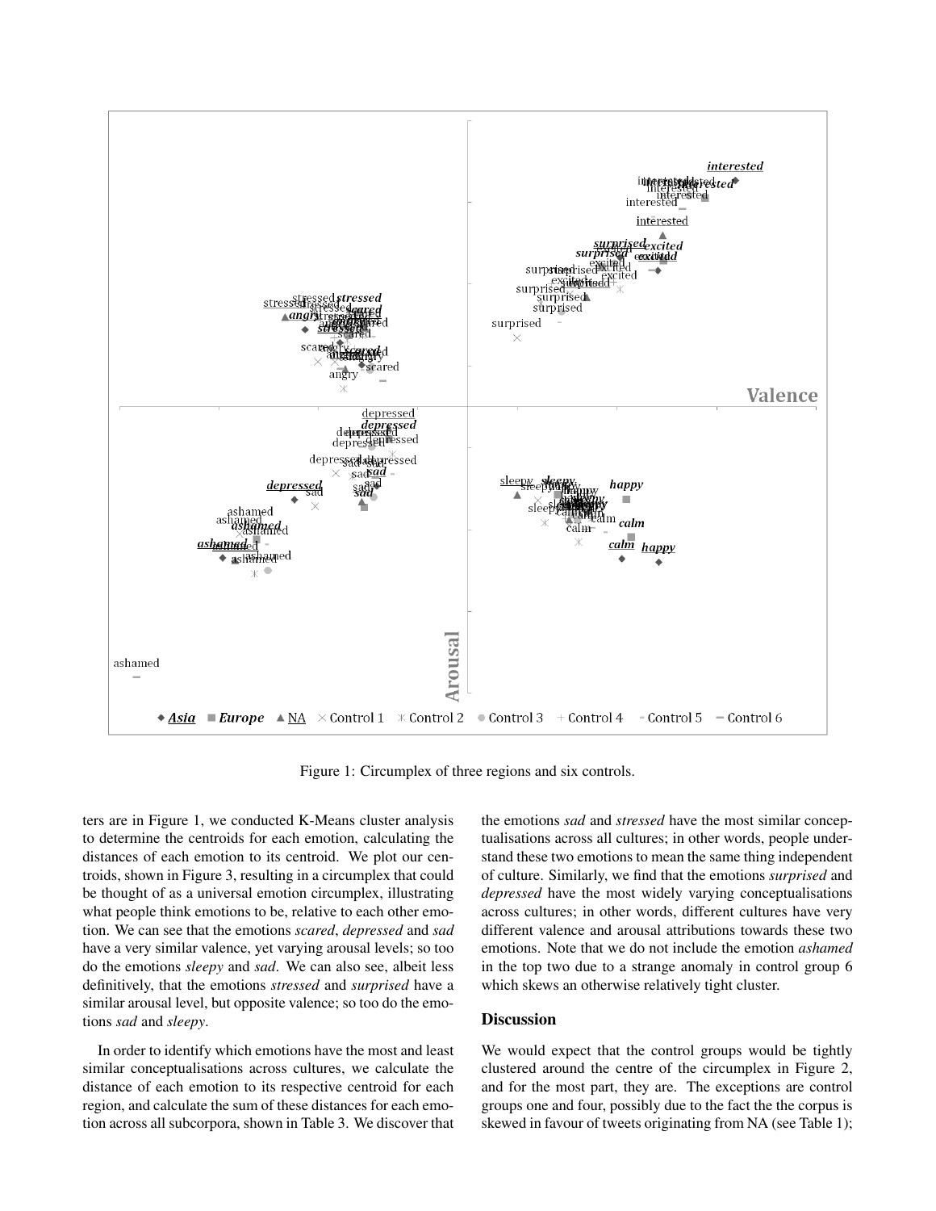Figure 1: Circumplex of three regions and six controls.

ters are in Figure 1, we conducted K-Means cluster analysis to determine the centroids for each emotion, calculating the distances of each emotion to its centroid. We plot our centroids, shown in Figure 3, resulting in a circumplex that could be thought of as a universal emotion circumplex, illustrating what people think emotions to be, relative to each other emotion. We can see that the emotions *scared*, *depressed* and *sad* have a very similar valence, yet varying arousal levels; so too do the emotions *sleepy* and *sad*. We can also see, albeit less definitively, that the emotions *stressed* and *surprised* have a similar arousal level, but opposite valence; so too do the emotions *sad* and *sleepy*.

In order to identify which emotions have the most and least similar conceptualisations across cultures, we calculate the distance of each emotion to its respective centroid for each region, and calculate the sum of these distances for each emotion across all subcorpora, shown in Table 3. We discover that the emotions *sad* and *stressed* have the most similar conceptualisations across all cultures; in other words, people understand these two emotions to mean the same thing independent of culture. Similarly, we find that the emotions *surprised* and *depressed* have the most widely varying conceptualisations across cultures; in other words, different cultures have very different valence and arousal attributions towards these two emotions. Note that we do not include the emotion *ashamed* in the top two due to a strange anomaly in control group 6 which skews an otherwise relatively tight cluster.

## Discussion

We would expect that the control groups would be tightly clustered around the centre of the circumplex in Figure 2, and for the most part, they are. The exceptions are control groups one and four, possibly due to the fact the the corpus is skewed in favour of tweets originating from NA (see Table 1);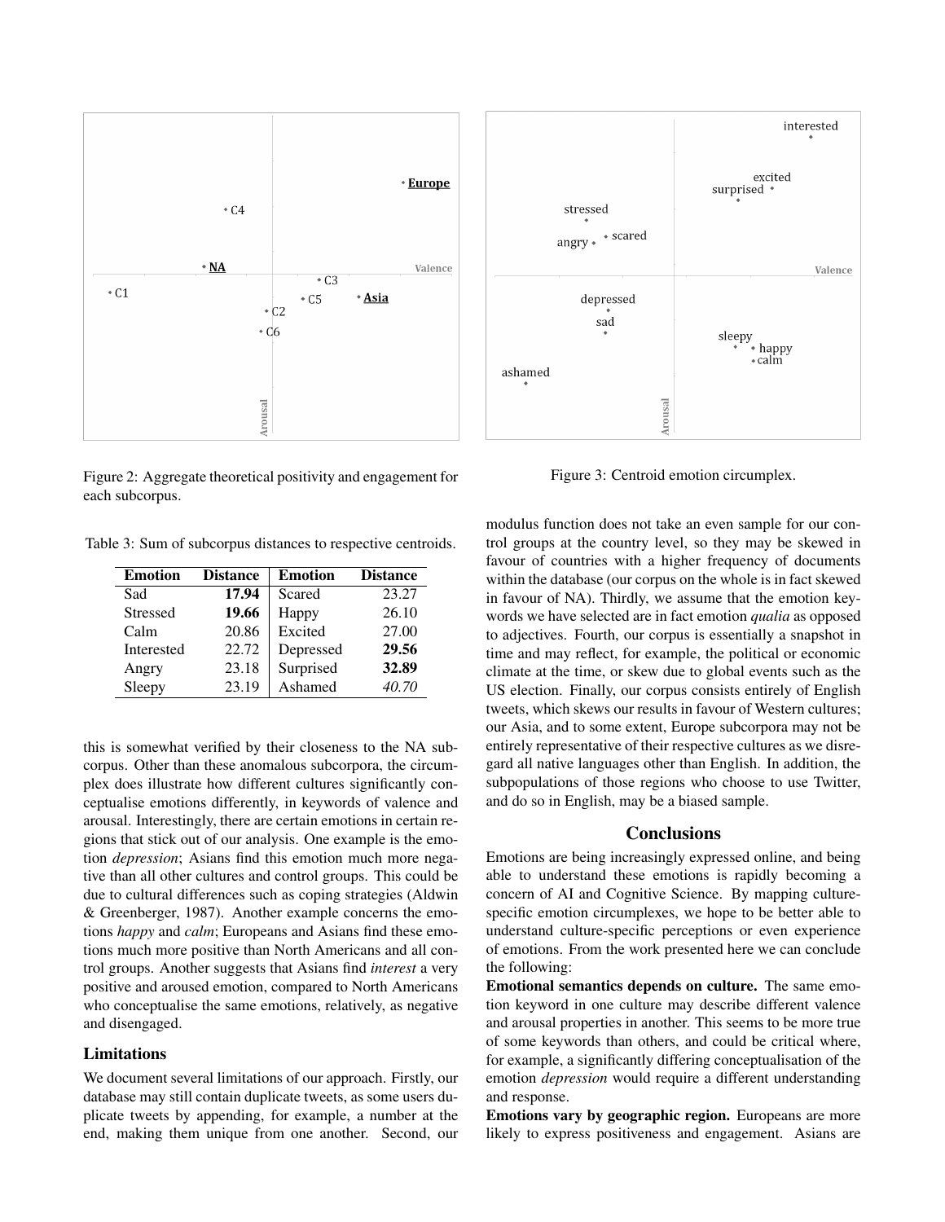Figure 2: Aggregate theoretical positivity and engagement for each subcorpus.

Figure 3: Centroid emotion circumplex.

Table 3: Sum of subcorpus distances to respective centroids.

| Emotion | Distance | Emotion | Distance |
|---|---|---|---|
| Sad | **17.94** | Scared | 23.27 |
| Stressed | **19.66** | Happy | 26.10 |
| Calm | 20.86 | Excited | 27.00 |
| Interested | 22.72 | Depressed | **29.56** |
| Angry | 23.18 | Surprised | **32.89** |
| Sleepy | 23.19 | Ashamed | *40.70* |

this is somewhat verified by their closeness to the NA subcorpus. Other than these anomalous subcorpora, the circumplex does illustrate how different cultures significantly conceptualise emotions differently, in keywords of valence and arousal. Interestingly, there are certain emotions in certain regions that stick out of our analysis. One example is the emotion *depression*; Asians find this emotion much more negative than all other cultures and control groups. This could be due to cultural differences such as coping strategies (Aldwin & Greenberger, 1987). Another example concerns the emotions *happy* and *calm*; Europeans and Asians find these emotions much more positive than North Americans and all control groups. Another suggests that Asians find *interest* a very positive and aroused emotion, compared to North Americans who conceptualise the same emotions, relatively, as negative and disengaged.

### Limitations

We document several limitations of our approach. Firstly, our database may still contain duplicate tweets, as some users duplicate tweets by appending, for example, a number at the end, making them unique from one another. Second, our modulus function does not take an even sample for our control groups at the country level, so they may be skewed in favour of countries with a higher frequency of documents within the database (our corpus on the whole is in fact skewed in favour of NA). Thirdly, we assume that the emotion keywords we have selected are in fact emotion *qualia* as opposed to adjectives. Fourth, our corpus is essentially a snapshot in time and may reflect, for example, the political or economic climate at the time, or skew due to global events such as the US election. Finally, our corpus consists entirely of English tweets, which skews our results in favour of Western cultures; our Asia, and to some extent, Europe subcorpora may not be entirely representative of their respective cultures as we disregard all native languages other than English. In addition, the subpopulations of those regions who choose to use Twitter, and do so in English, may be a biased sample.

## Conclusions

Emotions are being increasingly expressed online, and being able to understand these emotions is rapidly becoming a concern of AI and Cognitive Science. By mapping culture-specific emotion circumplexes, we hope to be better able to understand culture-specific perceptions or even experience of emotions. From the work presented here we can conclude the following:

**Emotional semantics depends on culture.** The same emotion keyword in one culture may describe different valence and arousal properties in another. This seems to be more true of some keywords than others, and could be critical where, for example, a significantly differing conceptualisation of the emotion *depression* would require a different understanding and response.

**Emotions vary by geographic region.** Europeans are more likely to express positiveness and engagement. Asians are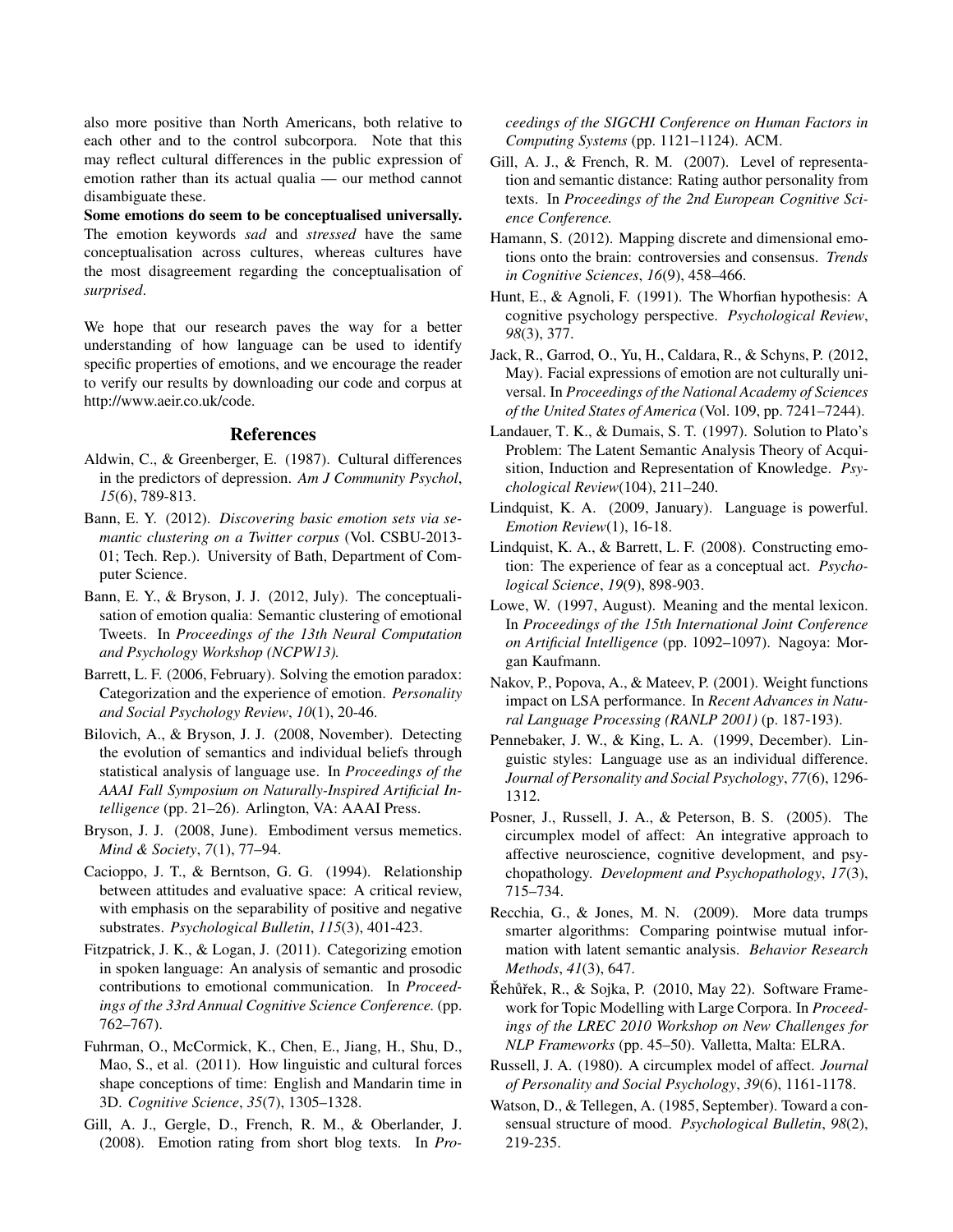also more positive than North Americans, both relative to each other and to the control subcorpora. Note that this may reflect cultural differences in the public expression of emotion rather than its actual qualia — our method cannot disambiguate these.

**Some emotions do seem to be conceptualised universally.** The emotion keywords *sad* and *stressed* have the same conceptualisation across cultures, whereas cultures have the most disagreement regarding the conceptualisation of *surprised*.

We hope that our research paves the way for a better understanding of how language can be used to identify specific properties of emotions, and we encourage the reader to verify our results by downloading our code and corpus at http://www.aeir.co.uk/code.

## References

Aldwin, C., & Greenberger, E. (1987). Cultural differences in the predictors of depression. *Am J Community Psychol*, *15*(6), 789-813.

Bann, E. Y. (2012). *Discovering basic emotion sets via semantic clustering on a Twitter corpus* (Vol. CSBU-2013-01; Tech. Rep.). University of Bath, Department of Computer Science.

Bann, E. Y., & Bryson, J. J. (2012, July). The conceptualisation of emotion qualia: Semantic clustering of emotional Tweets. In *Proceedings of the 13th Neural Computation and Psychology Workshop (NCPW13).*

Barrett, L. F. (2006, February). Solving the emotion paradox: Categorization and the experience of emotion. *Personality and Social Psychology Review*, *10*(1), 20-46.

Bilovich, A., & Bryson, J. J. (2008, November). Detecting the evolution of semantics and individual beliefs through statistical analysis of language use. In *Proceedings of the AAAI Fall Symposium on Naturally-Inspired Artificial Intelligence* (pp. 21–26). Arlington, VA: AAAI Press.

Bryson, J. J. (2008, June). Embodiment versus memetics. *Mind & Society*, *7*(1), 77–94.

Cacioppo, J. T., & Berntson, G. G. (1994). Relationship between attitudes and evaluative space: A critical review, with emphasis on the separability of positive and negative substrates. *Psychological Bulletin*, *115*(3), 401-423.

Fitzpatrick, J. K., & Logan, J. (2011). Categorizing emotion in spoken language: An analysis of semantic and prosodic contributions to emotional communication. In *Proceedings of the 33rd Annual Cognitive Science Conference.* (pp. 762–767).

Fuhrman, O., McCormick, K., Chen, E., Jiang, H., Shu, D., Mao, S., et al. (2011). How linguistic and cultural forces shape conceptions of time: English and Mandarin time in 3D. *Cognitive Science*, *35*(7), 1305–1328.

Gill, A. J., Gergle, D., French, R. M., & Oberlander, J. (2008). Emotion rating from short blog texts. In *Proceedings of the SIGCHI Conference on Human Factors in Computing Systems* (pp. 1121–1124). ACM.

Gill, A. J., & French, R. M. (2007). Level of representation and semantic distance: Rating author personality from texts. In *Proceedings of the 2nd European Cognitive Science Conference.*

Hamann, S. (2012). Mapping discrete and dimensional emotions onto the brain: controversies and consensus. *Trends in Cognitive Sciences*, *16*(9), 458–466.

Hunt, E., & Agnoli, F. (1991). The Whorfian hypothesis: A cognitive psychology perspective. *Psychological Review*, *98*(3), 377.

Jack, R., Garrod, O., Yu, H., Caldara, R., & Schyns, P. (2012, May). Facial expressions of emotion are not culturally universal. In *Proceedings of the National Academy of Sciences of the United States of America* (Vol. 109, pp. 7241–7244).

Landauer, T. K., & Dumais, S. T. (1997). Solution to Plato's Problem: The Latent Semantic Analysis Theory of Acquisition, Induction and Representation of Knowledge. *Psychological Review*(104), 211–240.

Lindquist, K. A. (2009, January). Language is powerful. *Emotion Review*(1), 16-18.

Lindquist, K. A., & Barrett, L. F. (2008). Constructing emotion: The experience of fear as a conceptual act. *Psychological Science*, *19*(9), 898-903.

Lowe, W. (1997, August). Meaning and the mental lexicon. In *Proceedings of the 15th International Joint Conference on Artificial Intelligence* (pp. 1092–1097). Nagoya: Morgan Kaufmann.

Nakov, P., Popova, A., & Mateev, P. (2001). Weight functions impact on LSA performance. In *Recent Advances in Natural Language Processing (RANLP 2001)* (p. 187-193).

Pennebaker, J. W., & King, L. A. (1999, December). Linguistic styles: Language use as an individual difference. *Journal of Personality and Social Psychology*, *77*(6), 1296-1312.

Posner, J., Russell, J. A., & Peterson, B. S. (2005). The circumplex model of affect: An integrative approach to affective neuroscience, cognitive development, and psychopathology. *Development and Psychopathology*, *17*(3), 715–734.

Recchia, G., & Jones, M. N. (2009). More data trumps smarter algorithms: Comparing pointwise mutual information with latent semantic analysis. *Behavior Research Methods*, *41*(3), 647.

Řehůřek, R., & Sojka, P. (2010, May 22). Software Framework for Topic Modelling with Large Corpora. In *Proceedings of the LREC 2010 Workshop on New Challenges for NLP Frameworks* (pp. 45–50). Valletta, Malta: ELRA.

Russell, J. A. (1980). A circumplex model of affect. *Journal of Personality and Social Psychology*, *39*(6), 1161-1178.

Watson, D., & Tellegen, A. (1985, September). Toward a consensual structure of mood. *Psychological Bulletin*, *98*(2), 219-235.